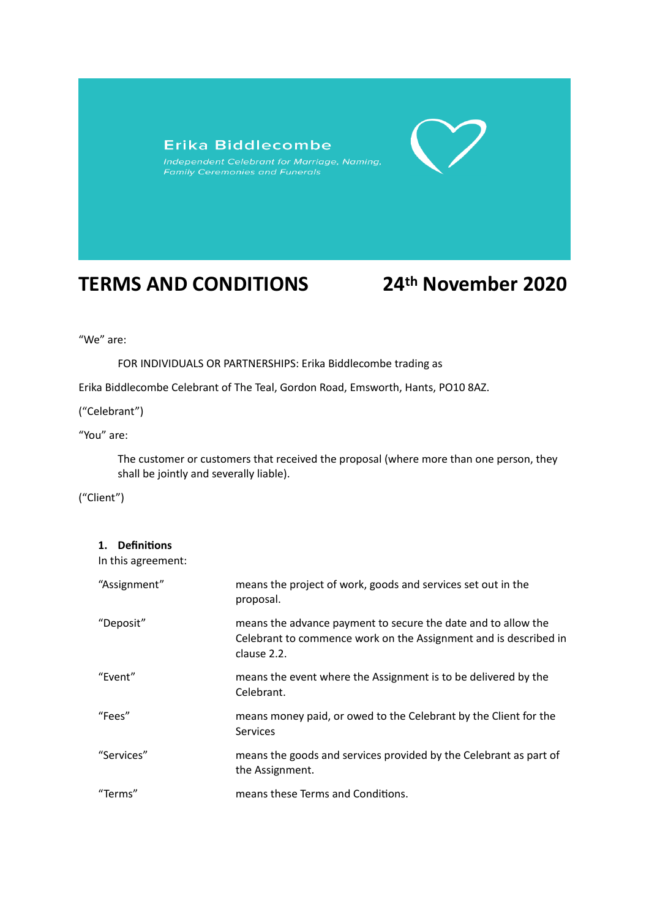Erika Biddlecombe

*Independent Celebrant for Marriage, Naming, Family Ceremonies and Funerals*

# TERMS AND CONDITIONS 24th November 2020

"We" are:

FOR INDIVIDUALS OR PARTNERSHIPS: Erika Biddlecombe trading as

Erika Biddlecombe Celebrant of The Teal, Gordon Road, Emsworth, Hants, PO10 8AZ.

("Celebrant")

"You" are:

The customer or customers that received the proposal (where more than one person, they shall be jointly and severally liable).

("Client")

## 1. Definitions

In this agreement:

| | |
|---|---|
| "Assignment" | means the project of work, goods and services set out in the proposal. |
| "Deposit" | means the advance payment to secure the date and to allow the Celebrant to commence work on the Assignment and is described in clause 2.2. |
| "Event" | means the event where the Assignment is to be delivered by the Celebrant. |
| "Fees" | means money paid, or owed to the Celebrant by the Client for the Services |
| "Services" | means the goods and services provided by the Celebrant as part of the Assignment. |
| "Terms" | means these Terms and Conditions. |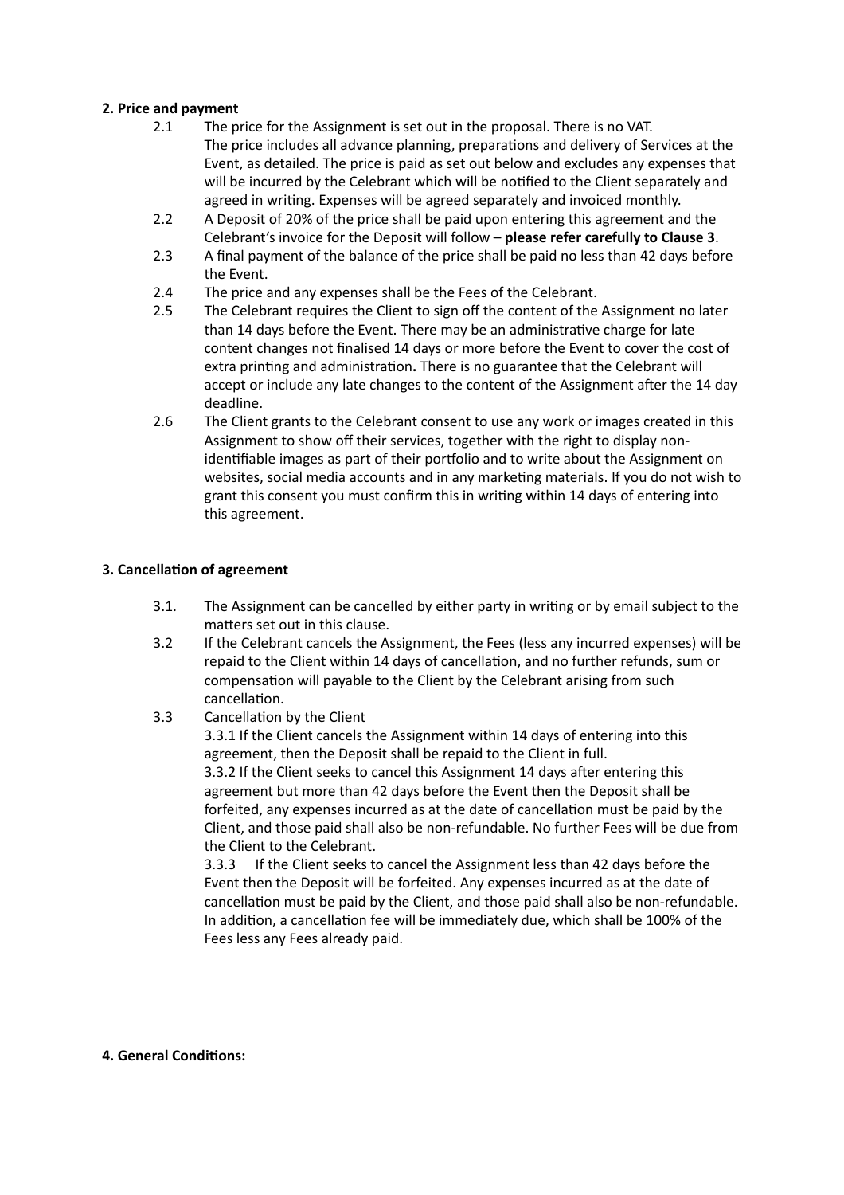**2. Price and payment**

2.1 The price for the Assignment is set out in the proposal. There is no VAT. The price includes all advance planning, preparations and delivery of Services at the Event, as detailed. The price is paid as set out below and excludes any expenses that will be incurred by the Celebrant which will be notified to the Client separately and agreed in writing. Expenses will be agreed separately and invoiced monthly.

2.2 A Deposit of 20% of the price shall be paid upon entering this agreement and the Celebrant's invoice for the Deposit will follow – **please refer carefully to Clause 3**.

2.3 A final payment of the balance of the price shall be paid no less than 42 days before the Event.

2.4 The price and any expenses shall be the Fees of the Celebrant.

2.5 The Celebrant requires the Client to sign off the content of the Assignment no later than 14 days before the Event. There may be an administrative charge for late content changes not finalised 14 days or more before the Event to cover the cost of extra printing and administration**.** There is no guarantee that the Celebrant will accept or include any late changes to the content of the Assignment after the 14 day deadline.

2.6 The Client grants to the Celebrant consent to use any work or images created in this Assignment to show off their services, together with the right to display non-identifiable images as part of their portfolio and to write about the Assignment on websites, social media accounts and in any marketing materials. If you do not wish to grant this consent you must confirm this in writing within 14 days of entering into this agreement.

**3. Cancellation of agreement**

3.1. The Assignment can be cancelled by either party in writing or by email subject to the matters set out in this clause.

3.2 If the Celebrant cancels the Assignment, the Fees (less any incurred expenses) will be repaid to the Client within 14 days of cancellation, and no further refunds, sum or compensation will payable to the Client by the Celebrant arising from such cancellation.

3.3 Cancellation by the Client

3.3.1 If the Client cancels the Assignment within 14 days of entering into this agreement, then the Deposit shall be repaid to the Client in full.

3.3.2 If the Client seeks to cancel this Assignment 14 days after entering this agreement but more than 42 days before the Event then the Deposit shall be forfeited, any expenses incurred as at the date of cancellation must be paid by the Client, and those paid shall also be non-refundable. No further Fees will be due from the Client to the Celebrant.

3.3.3 If the Client seeks to cancel the Assignment less than 42 days before the Event then the Deposit will be forfeited. Any expenses incurred as at the date of cancellation must be paid by the Client, and those paid shall also be non-refundable. In addition, a <u>cancellation fee</u> will be immediately due, which shall be 100% of the Fees less any Fees already paid.

**4. General Conditions:**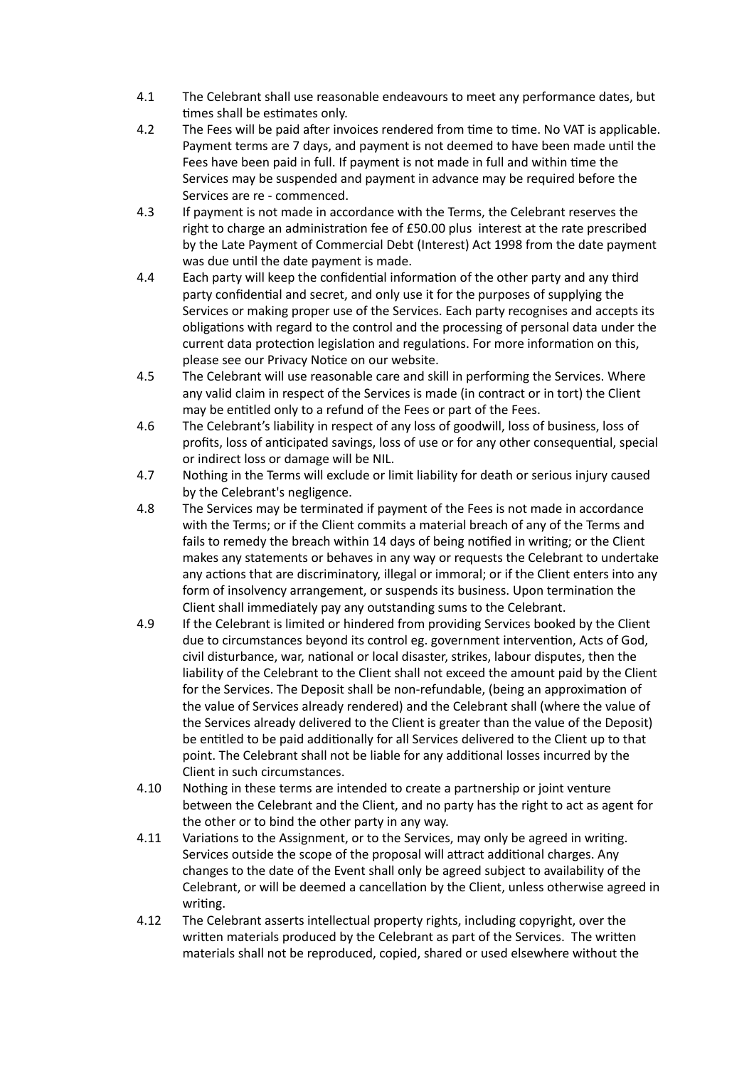4.1 The Celebrant shall use reasonable endeavours to meet any performance dates, but times shall be estimates only.

4.2 The Fees will be paid after invoices rendered from time to time. No VAT is applicable. Payment terms are 7 days, and payment is not deemed to have been made until the Fees have been paid in full. If payment is not made in full and within time the Services may be suspended and payment in advance may be required before the Services are re - commenced.

4.3 If payment is not made in accordance with the Terms, the Celebrant reserves the right to charge an administration fee of £50.00 plus interest at the rate prescribed by the Late Payment of Commercial Debt (Interest) Act 1998 from the date payment was due until the date payment is made.

4.4 Each party will keep the confidential information of the other party and any third party confidential and secret, and only use it for the purposes of supplying the Services or making proper use of the Services. Each party recognises and accepts its obligations with regard to the control and the processing of personal data under the current data protection legislation and regulations. For more information on this, please see our Privacy Notice on our website.

4.5 The Celebrant will use reasonable care and skill in performing the Services. Where any valid claim in respect of the Services is made (in contract or in tort) the Client may be entitled only to a refund of the Fees or part of the Fees.

4.6 The Celebrant's liability in respect of any loss of goodwill, loss of business, loss of profits, loss of anticipated savings, loss of use or for any other consequential, special or indirect loss or damage will be NIL.

4.7 Nothing in the Terms will exclude or limit liability for death or serious injury caused by the Celebrant's negligence.

4.8 The Services may be terminated if payment of the Fees is not made in accordance with the Terms; or if the Client commits a material breach of any of the Terms and fails to remedy the breach within 14 days of being notified in writing; or the Client makes any statements or behaves in any way or requests the Celebrant to undertake any actions that are discriminatory, illegal or immoral; or if the Client enters into any form of insolvency arrangement, or suspends its business. Upon termination the Client shall immediately pay any outstanding sums to the Celebrant.

4.9 If the Celebrant is limited or hindered from providing Services booked by the Client due to circumstances beyond its control eg. government intervention, Acts of God, civil disturbance, war, national or local disaster, strikes, labour disputes, then the liability of the Celebrant to the Client shall not exceed the amount paid by the Client for the Services. The Deposit shall be non-refundable, (being an approximation of the value of Services already rendered) and the Celebrant shall (where the value of the Services already delivered to the Client is greater than the value of the Deposit) be entitled to be paid additionally for all Services delivered to the Client up to that point. The Celebrant shall not be liable for any additional losses incurred by the Client in such circumstances.

4.10 Nothing in these terms are intended to create a partnership or joint venture between the Celebrant and the Client, and no party has the right to act as agent for the other or to bind the other party in any way.

4.11 Variations to the Assignment, or to the Services, may only be agreed in writing. Services outside the scope of the proposal will attract additional charges. Any changes to the date of the Event shall only be agreed subject to availability of the Celebrant, or will be deemed a cancellation by the Client, unless otherwise agreed in writing.

4.12 The Celebrant asserts intellectual property rights, including copyright, over the written materials produced by the Celebrant as part of the Services. The written materials shall not be reproduced, copied, shared or used elsewhere without the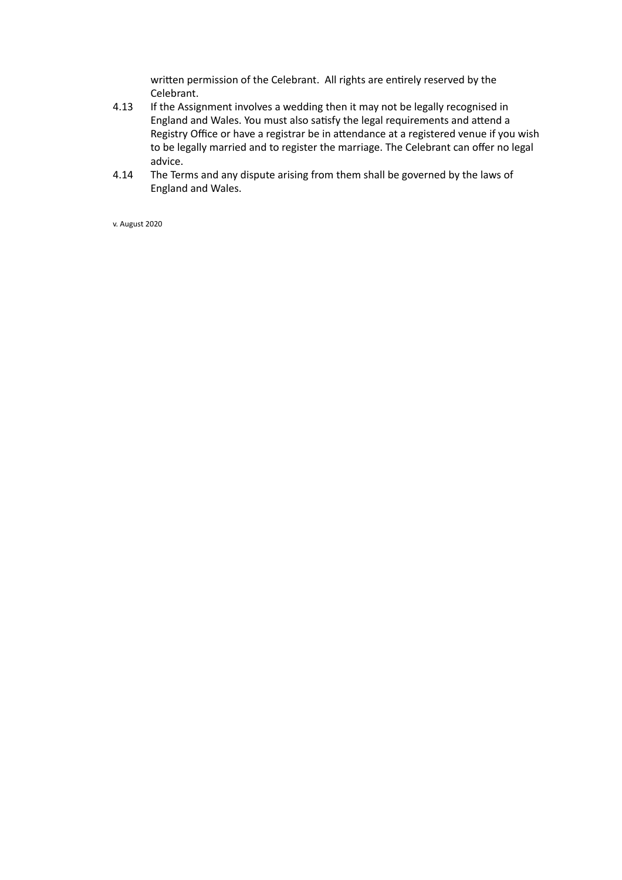written permission of the Celebrant. All rights are entirely reserved by the Celebrant.

4.13 If the Assignment involves a wedding then it may not be legally recognised in England and Wales. You must also satisfy the legal requirements and attend a Registry Office or have a registrar be in attendance at a registered venue if you wish to be legally married and to register the marriage. The Celebrant can offer no legal advice.

4.14 The Terms and any dispute arising from them shall be governed by the laws of England and Wales.

v. August 2020